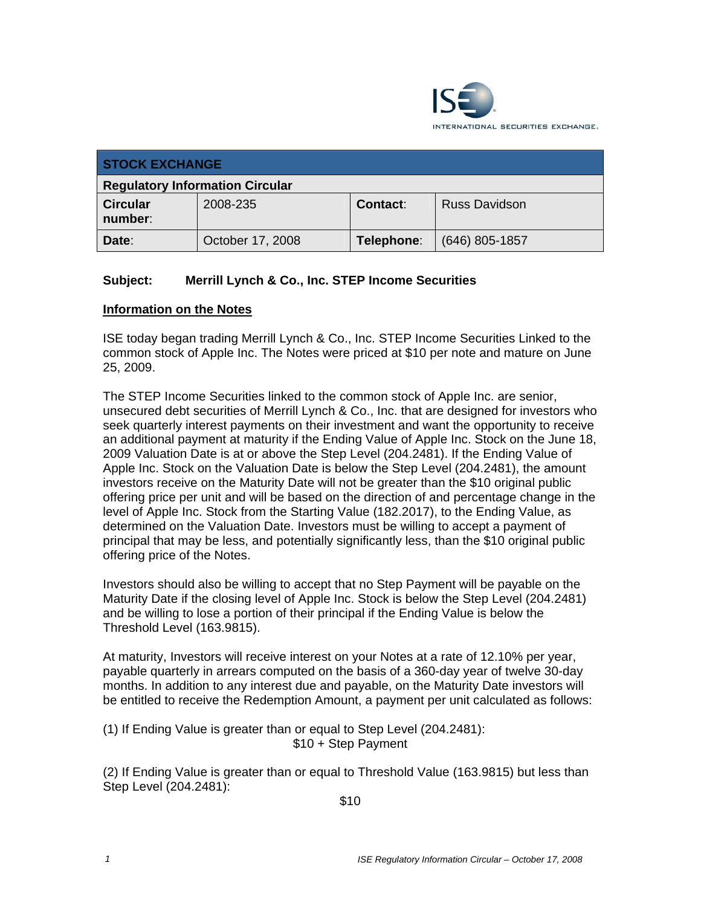| STOCK EXCHANGE | | | |
|---|---|---|---|
| **Regulatory Information Circular** | | | |
| **Circular number**: | 2008-235 | **Contact**: | Russ Davidson |
| **Date**: | October 17, 2008 | **Telephone**: | (646) 805-1857 |

**Subject: Merrill Lynch & Co., Inc. STEP Income Securities**

## Information on the Notes

ISE today began trading Merrill Lynch & Co., Inc. STEP Income Securities Linked to the common stock of Apple Inc. The Notes were priced at $10 per note and mature on June 25, 2009.

The STEP Income Securities linked to the common stock of Apple Inc. are senior, unsecured debt securities of Merrill Lynch & Co., Inc. that are designed for investors who seek quarterly interest payments on their investment and want the opportunity to receive an additional payment at maturity if the Ending Value of Apple Inc. Stock on the June 18, 2009 Valuation Date is at or above the Step Level (204.2481). If the Ending Value of Apple Inc. Stock on the Valuation Date is below the Step Level (204.2481), the amount investors receive on the Maturity Date will not be greater than the $10 original public offering price per unit and will be based on the direction of and percentage change in the level of Apple Inc. Stock from the Starting Value (182.2017), to the Ending Value, as determined on the Valuation Date. Investors must be willing to accept a payment of principal that may be less, and potentially significantly less, than the $10 original public offering price of the Notes.

Investors should also be willing to accept that no Step Payment will be payable on the Maturity Date if the closing level of Apple Inc. Stock is below the Step Level (204.2481) and be willing to lose a portion of their principal if the Ending Value is below the Threshold Level (163.9815).

At maturity, Investors will receive interest on your Notes at a rate of 12.10% per year, payable quarterly in arrears computed on the basis of a 360-day year of twelve 30-day months. In addition to any interest due and payable, on the Maturity Date investors will be entitled to receive the Redemption Amount, a payment per unit calculated as follows:

(1) If Ending Value is greater than or equal to Step Level (204.2481):

$10 + Step Payment

(2) If Ending Value is greater than or equal to Threshold Value (163.9815) but less than Step Level (204.2481):

$10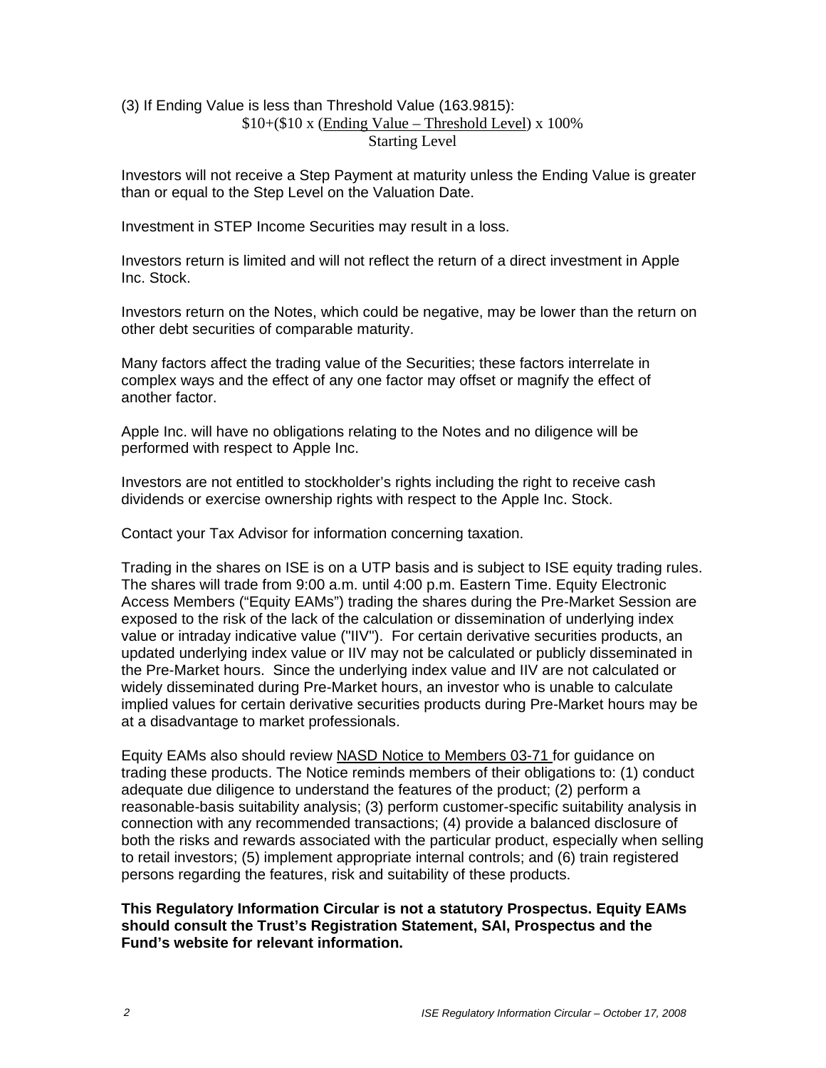(3) If Ending Value is less than Threshold Value (163.9815):

$$\$10+(\$10 \times \frac{\text{Ending Value} - \text{Threshold Level}}{\text{Starting Level}}) \times 100\%$$

Investors will not receive a Step Payment at maturity unless the Ending Value is greater than or equal to the Step Level on the Valuation Date.

Investment in STEP Income Securities may result in a loss.

Investors return is limited and will not reflect the return of a direct investment in Apple Inc. Stock.

Investors return on the Notes, which could be negative, may be lower than the return on other debt securities of comparable maturity.

Many factors affect the trading value of the Securities; these factors interrelate in complex ways and the effect of any one factor may offset or magnify the effect of another factor.

Apple Inc. will have no obligations relating to the Notes and no diligence will be performed with respect to Apple Inc.

Investors are not entitled to stockholder's rights including the right to receive cash dividends or exercise ownership rights with respect to the Apple Inc. Stock.

Contact your Tax Advisor for information concerning taxation.

Trading in the shares on ISE is on a UTP basis and is subject to ISE equity trading rules. The shares will trade from 9:00 a.m. until 4:00 p.m. Eastern Time. Equity Electronic Access Members ("Equity EAMs") trading the shares during the Pre-Market Session are exposed to the risk of the lack of the calculation or dissemination of underlying index value or intraday indicative value ("IIV"). For certain derivative securities products, an updated underlying index value or IIV may not be calculated or publicly disseminated in the Pre-Market hours. Since the underlying index value and IIV are not calculated or widely disseminated during Pre-Market hours, an investor who is unable to calculate implied values for certain derivative securities products during Pre-Market hours may be at a disadvantage to market professionals.

Equity EAMs also should review NASD Notice to Members 03-71 for guidance on trading these products. The Notice reminds members of their obligations to: (1) conduct adequate due diligence to understand the features of the product; (2) perform a reasonable-basis suitability analysis; (3) perform customer-specific suitability analysis in connection with any recommended transactions; (4) provide a balanced disclosure of both the risks and rewards associated with the particular product, especially when selling to retail investors; (5) implement appropriate internal controls; and (6) train registered persons regarding the features, risk and suitability of these products.

**This Regulatory Information Circular is not a statutory Prospectus. Equity EAMs should consult the Trust's Registration Statement, SAI, Prospectus and the Fund's website for relevant information.**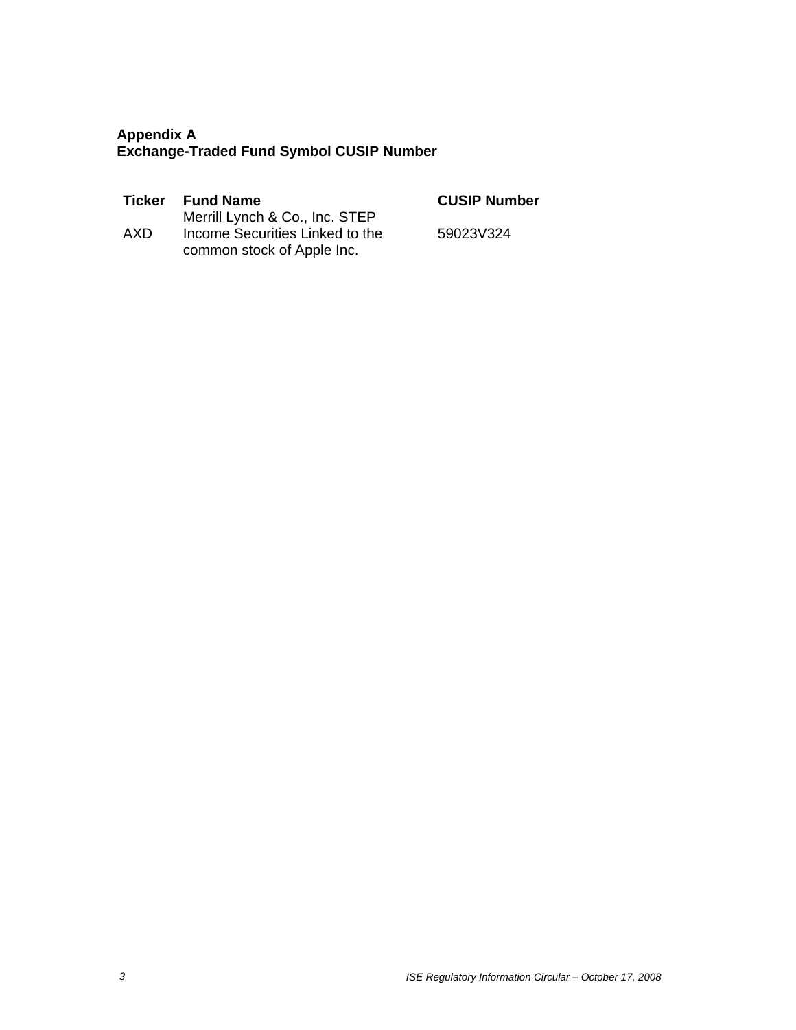**Appendix A**
**Exchange-Traded Fund Symbol CUSIP Number**

| Ticker | Fund Name | CUSIP Number |
| --- | --- | --- |
| AXD | Merrill Lynch & Co., Inc. STEP Income Securities Linked to the common stock of Apple Inc. | 59023V324 |